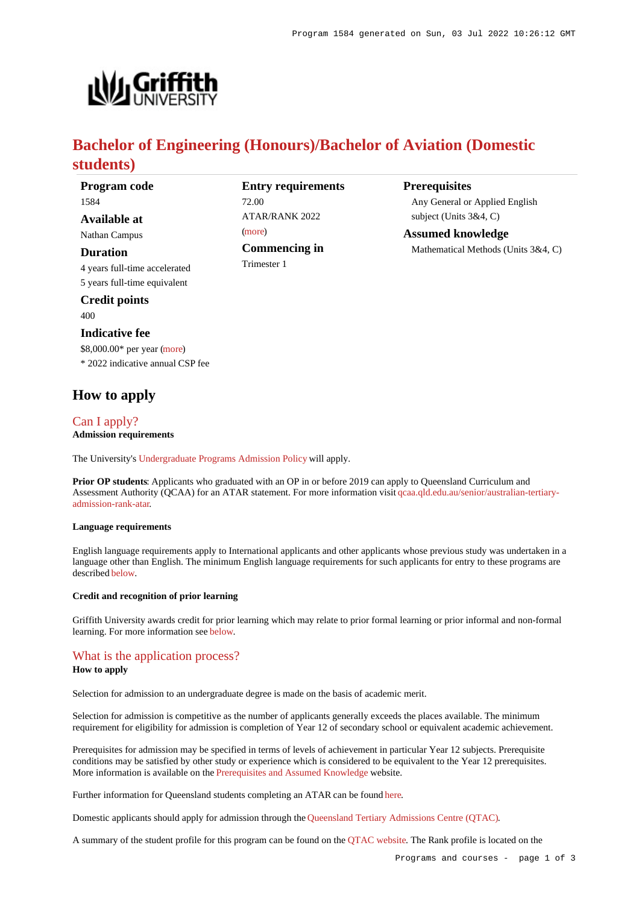# Bachelor of Engineering (Honours)/Bachelor of Aviation (Domestic students)

**Program code**
1584

**Available at**
Nathan Campus

**Duration**
4 years full-time accelerated
5 years full-time equivalent

**Credit points**
400

**Indicative fee**
$8,000.00* per year (more)
* 2022 indicative annual CSP fee

**Entry requirements**
72.00
ATAR/RANK 2022
(more)

**Commencing in**
Trimester 1

**Prerequisites**
Any General or Applied English subject (Units 3&4, C)

**Assumed knowledge**
Mathematical Methods (Units 3&4, C)

## How to apply

### Can I apply?

**Admission requirements**

The University's Undergraduate Programs Admission Policy will apply.

**Prior OP students**: Applicants who graduated with an OP in or before 2019 can apply to Queensland Curriculum and Assessment Authority (QCAA) for an ATAR statement. For more information visit qcaa.qld.edu.au/senior/australian-tertiary-admission-rank-atar.

**Language requirements**

English language requirements apply to International applicants and other applicants whose previous study was undertaken in a language other than English. The minimum English language requirements for such applicants for entry to these programs are described below.

**Credit and recognition of prior learning**

Griffith University awards credit for prior learning which may relate to prior formal learning or prior informal and non-formal learning. For more information see below.

### What is the application process?

**How to apply**

Selection for admission to an undergraduate degree is made on the basis of academic merit.

Selection for admission is competitive as the number of applicants generally exceeds the places available. The minimum requirement for eligibility for admission is completion of Year 12 of secondary school or equivalent academic achievement.

Prerequisites for admission may be specified in terms of levels of achievement in particular Year 12 subjects. Prerequisite conditions may be satisfied by other study or experience which is considered to be equivalent to the Year 12 prerequisites. More information is available on the Prerequisites and Assumed Knowledge website.

Further information for Queensland students completing an ATAR can be found here.

Domestic applicants should apply for admission through the Queensland Tertiary Admissions Centre (QTAC).

A summary of the student profile for this program can be found on the QTAC website. The Rank profile is located on the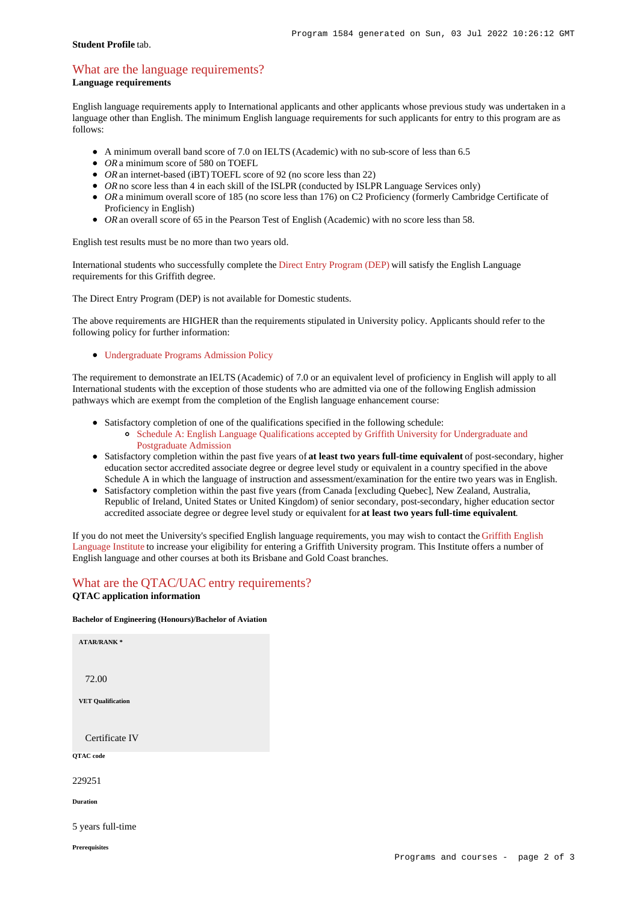**Student Profile** tab.

## What are the language requirements?

**Language requirements**

English language requirements apply to International applicants and other applicants whose previous study was undertaken in a language other than English. The minimum English language requirements for such applicants for entry to this program are as follows:

- A minimum overall band score of 7.0 on IELTS (Academic) with no sub-score of less than 6.5
- *OR* a minimum score of 580 on TOEFL
- *OR* an internet-based (iBT) TOEFL score of 92 (no score less than 22)
- *OR* no score less than 4 in each skill of the ISLPR (conducted by ISLPR Language Services only)
- *OR* a minimum overall score of 185 (no score less than 176) on C2 Proficiency (formerly Cambridge Certificate of Proficiency in English)
- *OR* an overall score of 65 in the Pearson Test of English (Academic) with no score less than 58.

English test results must be no more than two years old.

International students who successfully complete the Direct Entry Program (DEP) will satisfy the English Language requirements for this Griffith degree.

The Direct Entry Program (DEP) is not available for Domestic students.

The above requirements are HIGHER than the requirements stipulated in University policy. Applicants should refer to the following policy for further information:

- Undergraduate Programs Admission Policy

The requirement to demonstrate an IELTS (Academic) of 7.0 or an equivalent level of proficiency in English will apply to all International students with the exception of those students who are admitted via one of the following English admission pathways which are exempt from the completion of the English language enhancement course:

- Satisfactory completion of one of the qualifications specified in the following schedule:
  - Schedule A: English Language Qualifications accepted by Griffith University for Undergraduate and Postgraduate Admission
- Satisfactory completion within the past five years of **at least two years full-time equivalent** of post-secondary, higher education sector accredited associate degree or degree level study or equivalent in a country specified in the above Schedule A in which the language of instruction and assessment/examination for the entire two years was in English.
- Satisfactory completion within the past five years (from Canada [excluding Quebec], New Zealand, Australia, Republic of Ireland, United States or United Kingdom) of senior secondary, post-secondary, higher education sector accredited associate degree or degree level study or equivalent for **at least two years full-time equivalent**.

If you do not meet the University's specified English language requirements, you may wish to contact the Griffith English Language Institute to increase your eligibility for entering a Griffith University program. This Institute offers a number of English language and other courses at both its Brisbane and Gold Coast branches.

## What are the QTAC/UAC entry requirements?

**QTAC application information**

**Bachelor of Engineering (Honours)/Bachelor of Aviation**

**ATAR/RANK ***

72.00

**VET Qualification**

Certificate IV

**QTAC code**

229251

**Duration**

5 years full-time

**Prerequisites**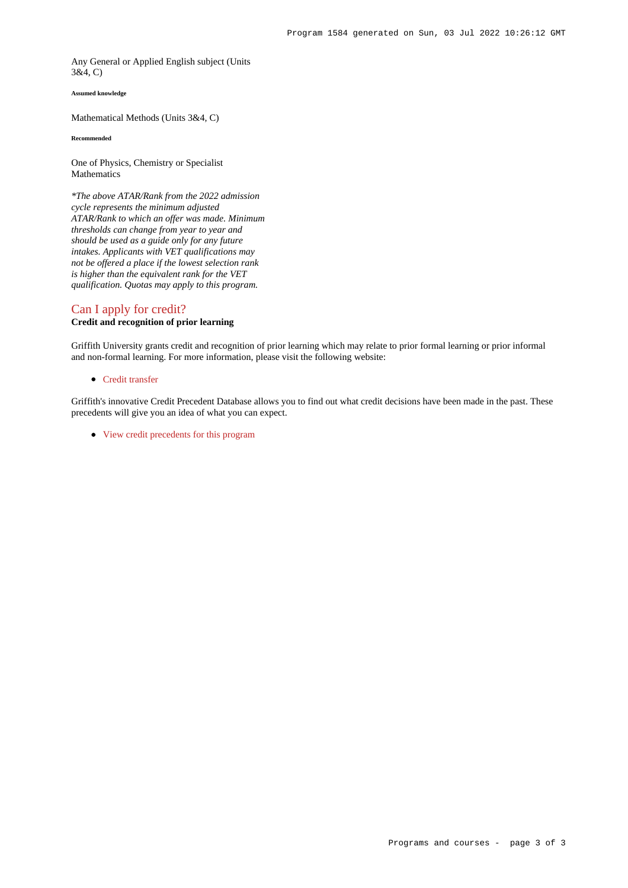Any General or Applied English subject (Units 3&4, C)

###### Assumed knowledge

Mathematical Methods (Units 3&4, C)

###### Recommended

One of Physics, Chemistry or Specialist Mathematics

*\*The above ATAR/Rank from the 2022 admission cycle represents the minimum adjusted ATAR/Rank to which an offer was made. Minimum thresholds can change from year to year and should be used as a guide only for any future intakes. Applicants with VET qualifications may not be offered a place if the lowest selection rank is higher than the equivalent rank for the VET qualification. Quotas may apply to this program.*

## Can I apply for credit?

**Credit and recognition of prior learning**

Griffith University grants credit and recognition of prior learning which may relate to prior formal learning or prior informal and non-formal learning. For more information, please visit the following website:

- Credit transfer

Griffith's innovative Credit Precedent Database allows you to find out what credit decisions have been made in the past. These precedents will give you an idea of what you can expect.

- View credit precedents for this program